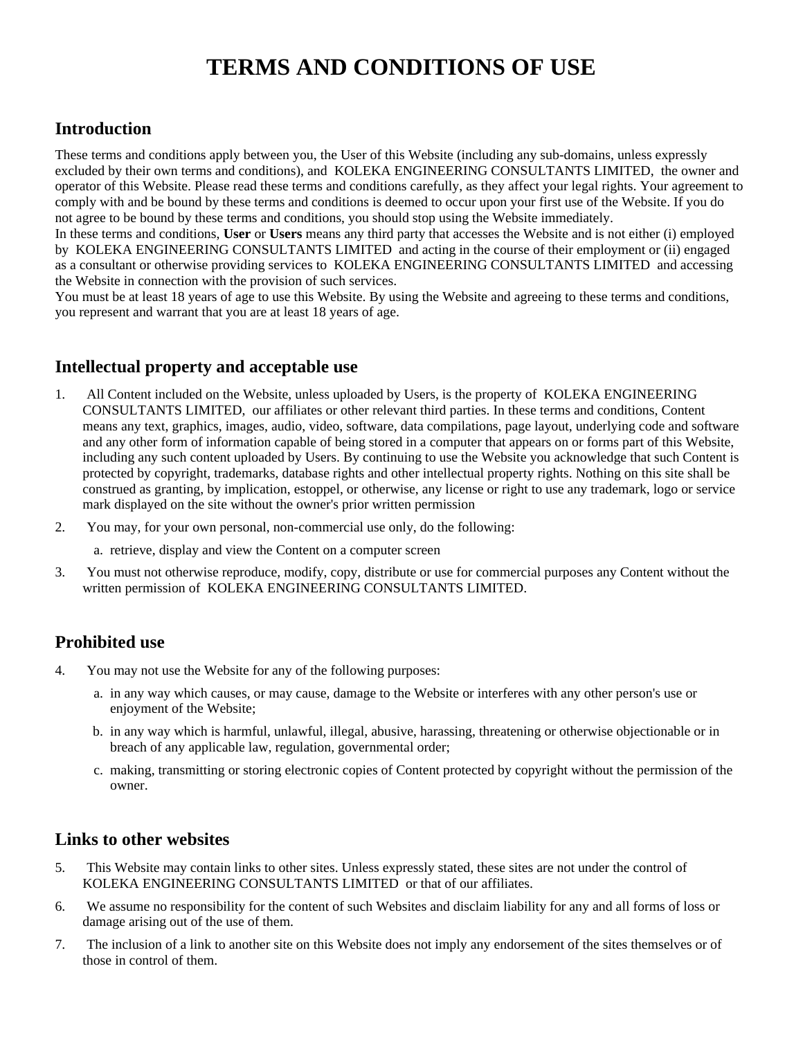# TERMS AND CONDITIONS OF USE

## Introduction

These terms and conditions apply between you, the User of this Website (including any sub-domains, unless expressly excluded by their own terms and conditions), and KOLEKA ENGINEERING CONSULTANTS LIMITED, the owner and operator of this Website. Please read these terms and conditions carefully, as they affect your legal rights. Your agreement to comply with and be bound by these terms and conditions is deemed to occur upon your first use of the Website. If you do not agree to be bound by these terms and conditions, you should stop using the Website immediately.
In these terms and conditions, **User** or **Users** means any third party that accesses the Website and is not either (i) employed by KOLEKA ENGINEERING CONSULTANTS LIMITED and acting in the course of their employment or (ii) engaged as a consultant or otherwise providing services to KOLEKA ENGINEERING CONSULTANTS LIMITED and accessing the Website in connection with the provision of such services.
You must be at least 18 years of age to use this Website. By using the Website and agreeing to these terms and conditions, you represent and warrant that you are at least 18 years of age.

## Intellectual property and acceptable use

1. All Content included on the Website, unless uploaded by Users, is the property of KOLEKA ENGINEERING CONSULTANTS LIMITED, our affiliates or other relevant third parties. In these terms and conditions, Content means any text, graphics, images, audio, video, software, data compilations, page layout, underlying code and software and any other form of information capable of being stored in a computer that appears on or forms part of this Website, including any such content uploaded by Users. By continuing to use the Website you acknowledge that such Content is protected by copyright, trademarks, database rights and other intellectual property rights. Nothing on this site shall be construed as granting, by implication, estoppel, or otherwise, any license or right to use any trademark, logo or service mark displayed on the site without the owner's prior written permission
2. You may, for your own personal, non-commercial use only, do the following:
   a. retrieve, display and view the Content on a computer screen
3. You must not otherwise reproduce, modify, copy, distribute or use for commercial purposes any Content without the written permission of KOLEKA ENGINEERING CONSULTANTS LIMITED.

## Prohibited use

4. You may not use the Website for any of the following purposes:
   a. in any way which causes, or may cause, damage to the Website or interferes with any other person's use or enjoyment of the Website;
   b. in any way which is harmful, unlawful, illegal, abusive, harassing, threatening or otherwise objectionable or in breach of any applicable law, regulation, governmental order;
   c. making, transmitting or storing electronic copies of Content protected by copyright without the permission of the owner.

## Links to other websites

5. This Website may contain links to other sites. Unless expressly stated, these sites are not under the control of KOLEKA ENGINEERING CONSULTANTS LIMITED or that of our affiliates.
6. We assume no responsibility for the content of such Websites and disclaim liability for any and all forms of loss or damage arising out of the use of them.
7. The inclusion of a link to another site on this Website does not imply any endorsement of the sites themselves or of those in control of them.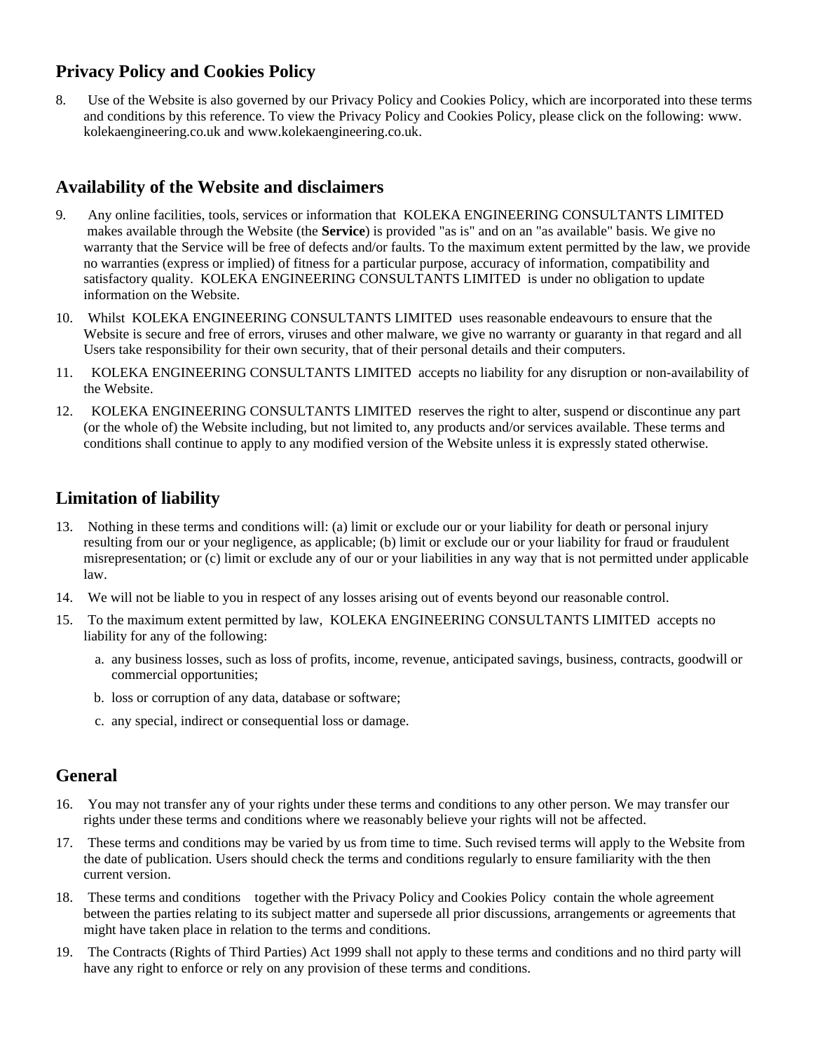## Privacy Policy and Cookies Policy

8. Use of the Website is also governed by our Privacy Policy and Cookies Policy, which are incorporated into these terms and conditions by this reference. To view the Privacy Policy and Cookies Policy, please click on the following: www. kolekaengineering.co.uk and www.kolekaengineering.co.uk.

## Availability of the Website and disclaimers

9. Any online facilities, tools, services or information that KOLEKA ENGINEERING CONSULTANTS LIMITED makes available through the Website (the **Service**) is provided "as is" and on an "as available" basis. We give no warranty that the Service will be free of defects and/or faults. To the maximum extent permitted by the law, we provide no warranties (express or implied) of fitness for a particular purpose, accuracy of information, compatibility and satisfactory quality. KOLEKA ENGINEERING CONSULTANTS LIMITED is under no obligation to update information on the Website.
10. Whilst KOLEKA ENGINEERING CONSULTANTS LIMITED uses reasonable endeavours to ensure that the Website is secure and free of errors, viruses and other malware, we give no warranty or guaranty in that regard and all Users take responsibility for their own security, that of their personal details and their computers.
11. KOLEKA ENGINEERING CONSULTANTS LIMITED accepts no liability for any disruption or non-availability of the Website.
12. KOLEKA ENGINEERING CONSULTANTS LIMITED reserves the right to alter, suspend or discontinue any part (or the whole of) the Website including, but not limited to, any products and/or services available. These terms and conditions shall continue to apply to any modified version of the Website unless it is expressly stated otherwise.

## Limitation of liability

13. Nothing in these terms and conditions will: (a) limit or exclude our or your liability for death or personal injury resulting from our or your negligence, as applicable; (b) limit or exclude our or your liability for fraud or fraudulent misrepresentation; or (c) limit or exclude any of our or your liabilities in any way that is not permitted under applicable law.
14. We will not be liable to you in respect of any losses arising out of events beyond our reasonable control.
15. To the maximum extent permitted by law, KOLEKA ENGINEERING CONSULTANTS LIMITED accepts no liability for any of the following:
    a. any business losses, such as loss of profits, income, revenue, anticipated savings, business, contracts, goodwill or commercial opportunities;
    b. loss or corruption of any data, database or software;
    c. any special, indirect or consequential loss or damage.

## General

16. You may not transfer any of your rights under these terms and conditions to any other person. We may transfer our rights under these terms and conditions where we reasonably believe your rights will not be affected.
17. These terms and conditions may be varied by us from time to time. Such revised terms will apply to the Website from the date of publication. Users should check the terms and conditions regularly to ensure familiarity with the then current version.
18. These terms and conditions together with the Privacy Policy and Cookies Policy contain the whole agreement between the parties relating to its subject matter and supersede all prior discussions, arrangements or agreements that might have taken place in relation to the terms and conditions.
19. The Contracts (Rights of Third Parties) Act 1999 shall not apply to these terms and conditions and no third party will have any right to enforce or rely on any provision of these terms and conditions.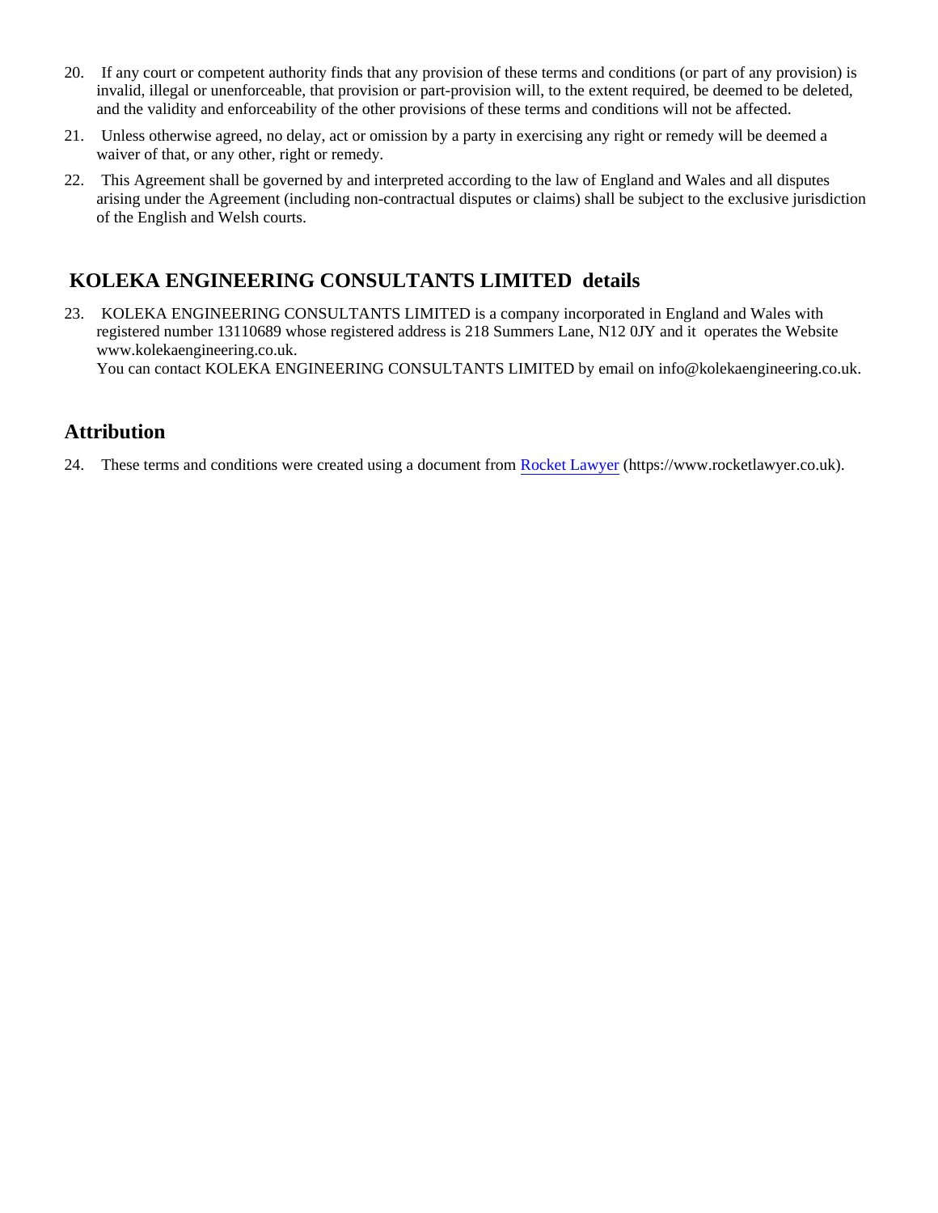20. If any court or competent authority finds that any provision of these terms and conditions (or part of any provision) is invalid, illegal or unenforceable, that provision or part-provision will, to the extent required, be deemed to be deleted, and the validity and enforceability of the other provisions of these terms and conditions will not be affected.

21. Unless otherwise agreed, no delay, act or omission by a party in exercising any right or remedy will be deemed a waiver of that, or any other, right or remedy.

22. This Agreement shall be governed by and interpreted according to the law of England and Wales and all disputes arising under the Agreement (including non-contractual disputes or claims) shall be subject to the exclusive jurisdiction of the English and Welsh courts.

## KOLEKA ENGINEERING CONSULTANTS LIMITED details

23. KOLEKA ENGINEERING CONSULTANTS LIMITED is a company incorporated in England and Wales with registered number 13110689 whose registered address is 218 Summers Lane, N12 0JY and it operates the Website www.kolekaengineering.co.uk.
    You can contact KOLEKA ENGINEERING CONSULTANTS LIMITED by email on info@kolekaengineering.co.uk.

## Attribution

24. These terms and conditions were created using a document from Rocket Lawyer (https://www.rocketlawyer.co.uk).